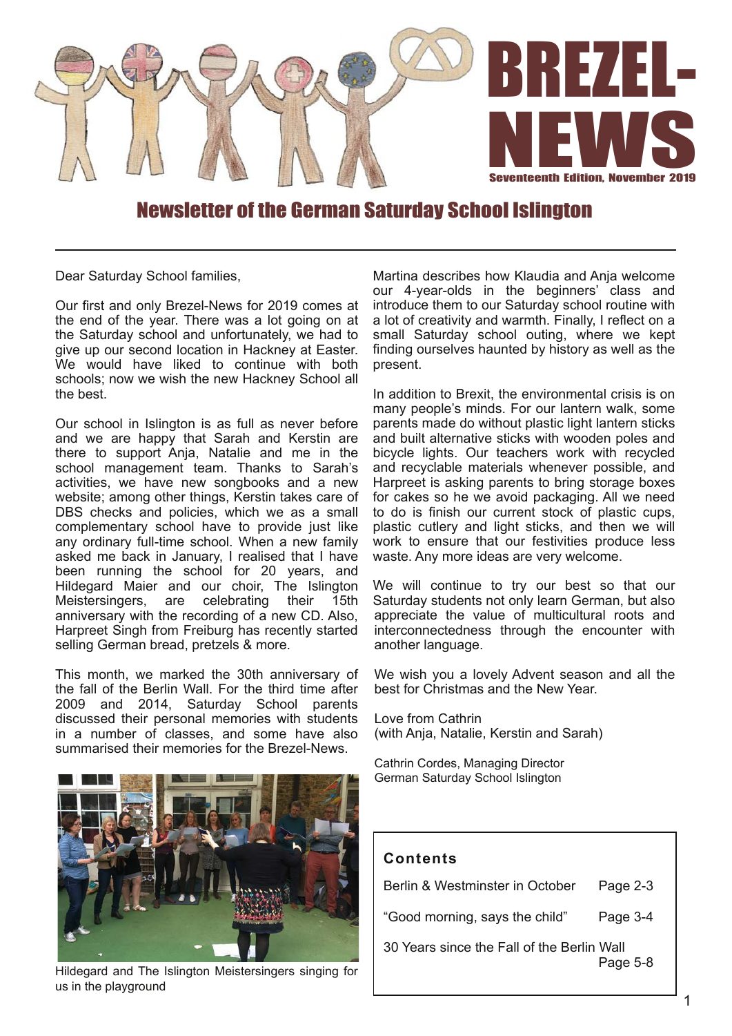# BREZEL-NEWS

Seventeenth Edition, November 2019

## Newsletter of the German Saturday School Islington

Dear Saturday School families,

Our first and only Brezel-News for 2019 comes at the end of the year. There was a lot going on at the Saturday school and unfortunately, we had to give up our second location in Hackney at Easter. We would have liked to continue with both schools; now we wish the new Hackney School all the best.

Our school in Islington is as full as never before and we are happy that Sarah and Kerstin are there to support Anja, Natalie and me in the school management team. Thanks to Sarah's activities, we have new songbooks and a new website; among other things, Kerstin takes care of DBS checks and policies, which we as a small complementary school have to provide just like any ordinary full-time school. When a new family asked me back in January, I realised that I have been running the school for 20 years, and Hildegard Maier and our choir, The Islington Meistersingers, are celebrating their 15th anniversary with the recording of a new CD. Also, Harpreet Singh from Freiburg has recently started selling German bread, pretzels & more.

This month, we marked the 30th anniversary of the fall of the Berlin Wall. For the third time after 2009 and 2014, Saturday School parents discussed their personal memories with students in a number of classes, and some have also summarised their memories for the Brezel-News.

Hildegard and The Islington Meistersingers singing for us in the playground

Martina describes how Klaudia and Anja welcome our 4-year-olds in the beginners' class and introduce them to our Saturday school routine with a lot of creativity and warmth. Finally, I reflect on a small Saturday school outing, where we kept finding ourselves haunted by history as well as the present.

In addition to Brexit, the environmental crisis is on many people's minds. For our lantern walk, some parents made do without plastic light lantern sticks and built alternative sticks with wooden poles and bicycle lights. Our teachers work with recycled and recyclable materials whenever possible, and Harpreet is asking parents to bring storage boxes for cakes so he we avoid packaging. All we need to do is finish our current stock of plastic cups, plastic cutlery and light sticks, and then we will work to ensure that our festivities produce less waste. Any more ideas are very welcome.

We will continue to try our best so that our Saturday students not only learn German, but also appreciate the value of multicultural roots and interconnectedness through the encounter with another language.

We wish you a lovely Advent season and all the best for Christmas and the New Year.

Love from Cathrin
(with Anja, Natalie, Kerstin and Sarah)

Cathrin Cordes, Managing Director
German Saturday School Islington

**Contents**

| | |
|---|---|
| Berlin & Westminster in October | Page 2-3 |
| "Good morning, says the child" | Page 3-4 |
| 30 Years since the Fall of the Berlin Wall | Page 5-8 |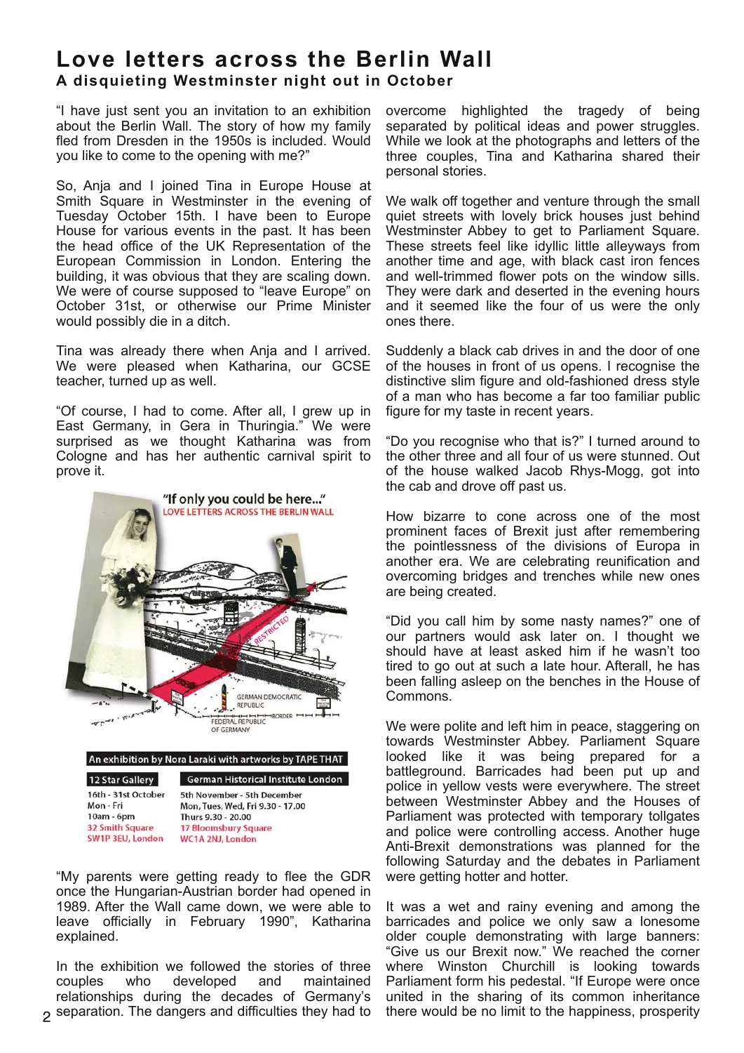# Love letters across the Berlin Wall

## A disquieting Westminster night out in October

"I have just sent you an invitation to an exhibition about the Berlin Wall. The story of how my family fled from Dresden in the 1950s is included. Would you like to come to the opening with me?"

So, Anja and I joined Tina in Europe House at Smith Square in Westminster in the evening of Tuesday October 15th. I have been to Europe House for various events in the past. It has been the head office of the UK Representation of the European Commission in London. Entering the building, it was obvious that they are scaling down. We were of course supposed to "leave Europe" on October 31st, or otherwise our Prime Minister would possibly die in a ditch.

Tina was already there when Anja and I arrived. We were pleased when Katharina, our GCSE teacher, turned up as well.

"Of course, I had to come. After all, I grew up in East Germany, in Gera in Thuringia." We were surprised as we thought Katharina was from Cologne and has her authentic carnival spirit to prove it.

"If only you could be here..."
LOVE LETTERS ACROSS THE BERLIN WALL

An exhibition by Nora Laraki with artworks by TAPE THAT

| 12 Star Gallery | German Historical Institute London |
|---|---|
| 16th - 31st October | 5th November - 5th December |
| Mon - Fri | Mon, Tues, Wed, Fri 9.30 - 17.00 |
| 10am - 6pm | Thurs 9.30 - 20.00 |
| 32 Smith Square | 17 Bloomsbury Square |
| SW1P 3EU, London | WC1A 2NJ, London |

"My parents were getting ready to flee the GDR once the Hungarian-Austrian border had opened in 1989. After the Wall came down, we were able to leave officially in February 1990", Katharina explained.

In the exhibition we followed the stories of three couples who developed and maintained relationships during the decades of Germany's separation. The dangers and difficulties they had to overcome highlighted the tragedy of being separated by political ideas and power struggles. While we look at the photographs and letters of the three couples, Tina and Katharina shared their personal stories.

We walk off together and venture through the small quiet streets with lovely brick houses just behind Westminster Abbey to get to Parliament Square. These streets feel like idyllic little alleyways from another time and age, with black cast iron fences and well-trimmed flower pots on the window sills. They were dark and deserted in the evening hours and it seemed like the four of us were the only ones there.

Suddenly a black cab drives in and the door of one of the houses in front of us opens. I recognise the distinctive slim figure and old-fashioned dress style of a man who has become a far too familiar public figure for my taste in recent years.

"Do you recognise who that is?" I turned around to the other three and all four of us were stunned. Out of the house walked Jacob Rhys-Mogg, got into the cab and drove off past us.

How bizarre to cone across one of the most prominent faces of Brexit just after remembering the pointlessness of the divisions of Europa in another era. We are celebrating reunification and overcoming bridges and trenches while new ones are being created.

"Did you call him by some nasty names?" one of our partners would ask later on. I thought we should have at least asked him if he wasn't too tired to go out at such a late hour. Afterall, he has been falling asleep on the benches in the House of Commons.

We were polite and left him in peace, staggering on towards Westminster Abbey. Parliament Square looked like it was being prepared for a battleground. Barricades had been put up and police in yellow vests were everywhere. The street between Westminster Abbey and the Houses of Parliament was protected with temporary tollgates and police were controlling access. Another huge Anti-Brexit demonstrations was planned for the following Saturday and the debates in Parliament were getting hotter and hotter.

It was a wet and rainy evening and among the barricades and police we only saw a lonesome older couple demonstrating with large banners: "Give us our Brexit now." We reached the corner where Winston Churchill is looking towards Parliament form his pedestal. "If Europe were once united in the sharing of its common inheritance there would be no limit to the happiness, prosperity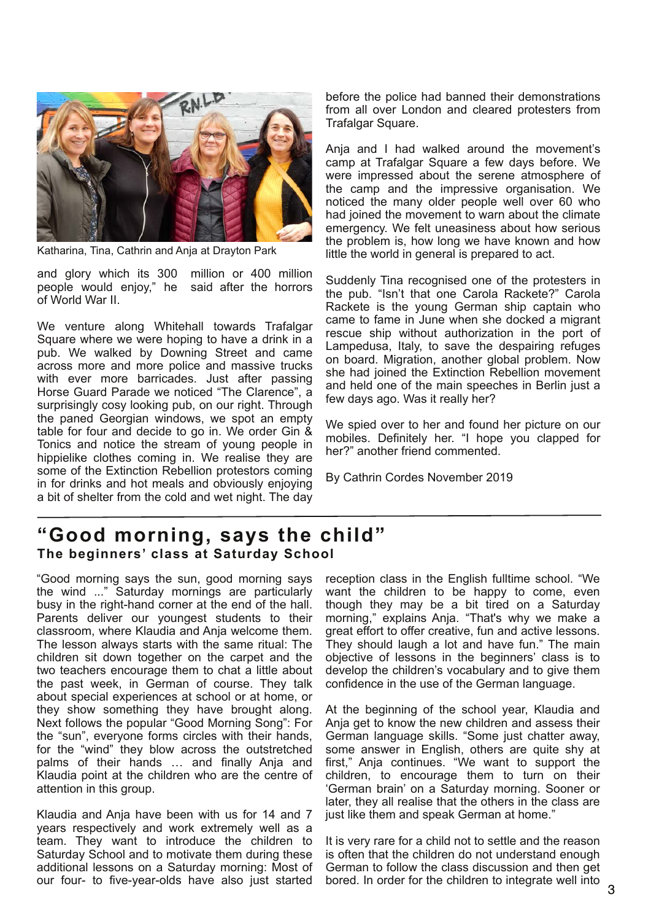Katharina, Tina, Cathrin and Anja at Drayton Park

and glory which its 300 million or 400 million people would enjoy," he said after the horrors of World War II.

We venture along Whitehall towards Trafalgar Square where we were hoping to have a drink in a pub. We walked by Downing Street and came across more and more police and massive trucks with ever more barricades. Just after passing Horse Guard Parade we noticed "The Clarence", a surprisingly cosy looking pub, on our right. Through the paned Georgian windows, we spot an empty table for four and decide to go in. We order Gin & Tonics and notice the stream of young people in hippielike clothes coming in. We realise they are some of the Extinction Rebellion protestors coming in for drinks and hot meals and obviously enjoying a bit of shelter from the cold and wet night. The day before the police had banned their demonstrations from all over London and cleared protesters from Trafalgar Square.

Anja and I had walked around the movement's camp at Trafalgar Square a few days before. We were impressed about the serene atmosphere of the camp and the impressive organisation. We noticed the many older people well over 60 who had joined the movement to warn about the climate emergency. We felt uneasiness about how serious the problem is, how long we have known and how little the world in general is prepared to act.

Suddenly Tina recognised one of the protesters in the pub. "Isn't that one Carola Rackete?" Carola Rackete is the young German ship captain who came to fame in June when she docked a migrant rescue ship without authorization in the port of Lampedusa, Italy, to save the despairing refuges on board. Migration, another global problem. Now she had joined the Extinction Rebellion movement and held one of the main speeches in Berlin just a few days ago. Was it really her?

We spied over to her and found her picture on our mobiles. Definitely her. "I hope you clapped for her?" another friend commented.

By Cathrin Cordes November 2019

---

## "Good morning, says the child"

**The beginners' class at Saturday School**

"Good morning says the sun, good morning says the wind ..." Saturday mornings are particularly busy in the right-hand corner at the end of the hall. Parents deliver our youngest students to their classroom, where Klaudia and Anja welcome them. The lesson always starts with the same ritual: The children sit down together on the carpet and the two teachers encourage them to chat a little about the past week, in German of course. They talk about special experiences at school or at home, or they show something they have brought along. Next follows the popular "Good Morning Song": For the "sun", everyone forms circles with their hands, for the "wind" they blow across the outstretched palms of their hands … and finally Anja and Klaudia point at the children who are the centre of attention in this group.

Klaudia and Anja have been with us for 14 and 7 years respectively and work extremely well as a team. They want to introduce the children to Saturday School and to motivate them during these additional lessons on a Saturday morning: Most of our four- to five-year-olds have also just started reception class in the English fulltime school. "We want the children to be happy to come, even though they may be a bit tired on a Saturday morning," explains Anja. "That's why we make a great effort to offer creative, fun and active lessons. They should laugh a lot and have fun." The main objective of lessons in the beginners' class is to develop the children's vocabulary and to give them confidence in the use of the German language.

At the beginning of the school year, Klaudia and Anja get to know the new children and assess their German language skills. "Some just chatter away, some answer in English, others are quite shy at first," Anja continues. "We want to support the children, to encourage them to turn on their 'German brain' on a Saturday morning. Sooner or later, they all realise that the others in the class are just like them and speak German at home."

It is very rare for a child not to settle and the reason is often that the children do not understand enough German to follow the class discussion and then get bored. In order for the children to integrate well into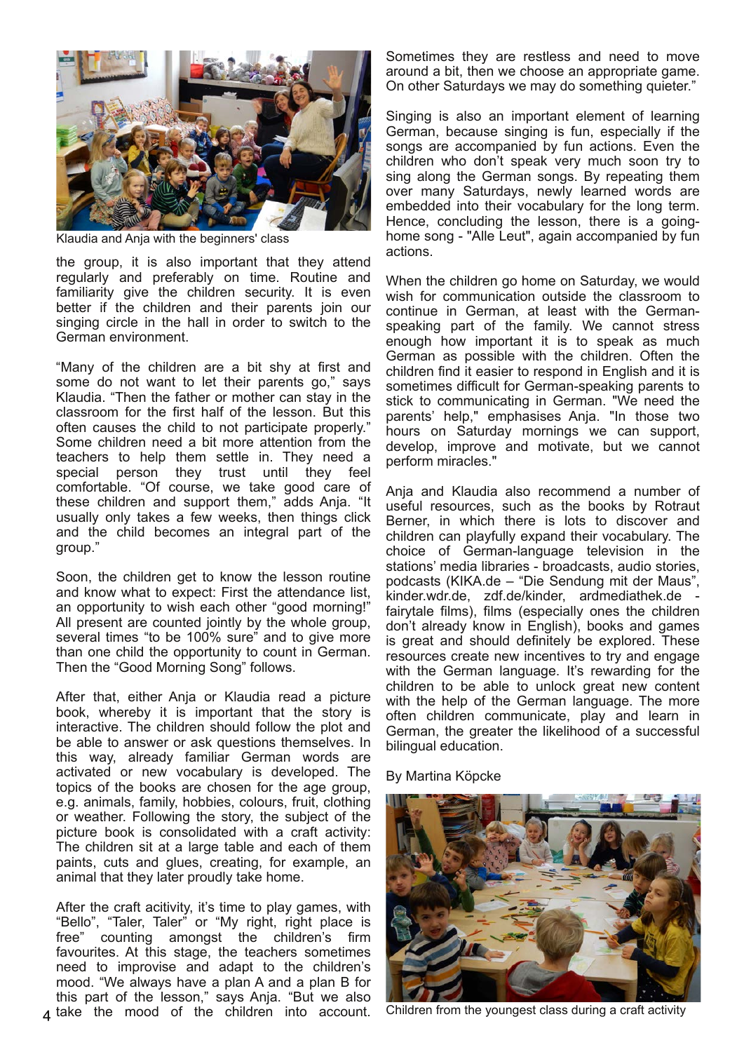Klaudia and Anja with the beginners' class

the group, it is also important that they attend regularly and preferably on time. Routine and familiarity give the children security. It is even better if the children and their parents join our singing circle in the hall in order to switch to the German environment.

"Many of the children are a bit shy at first and some do not want to let their parents go," says Klaudia. "Then the father or mother can stay in the classroom for the first half of the lesson. But this often causes the child to not participate properly." Some children need a bit more attention from the teachers to help them settle in. They need a special person they trust until they feel comfortable. "Of course, we take good care of these children and support them," adds Anja. "It usually only takes a few weeks, then things click and the child becomes an integral part of the group."

Soon, the children get to know the lesson routine and know what to expect: First the attendance list, an opportunity to wish each other "good morning!" All present are counted jointly by the whole group, several times "to be 100% sure" and to give more than one child the opportunity to count in German. Then the "Good Morning Song" follows.

After that, either Anja or Klaudia read a picture book, whereby it is important that the story is interactive. The children should follow the plot and be able to answer or ask questions themselves. In this way, already familiar German words are activated or new vocabulary is developed. The topics of the books are chosen for the age group, e.g. animals, family, hobbies, colours, fruit, clothing or weather. Following the story, the subject of the picture book is consolidated with a craft activity: The children sit at a large table and each of them paints, cuts and glues, creating, for example, an animal that they later proudly take home.

After the craft acitivity, it's time to play games, with "Bello", "Taler, Taler" or "My right, right place is free" counting amongst the children's firm favourites. At this stage, the teachers sometimes need to improvise and adapt to the children's mood. "We always have a plan A and a plan B for this part of the lesson," says Anja. "But we also take the mood of the children into account. Sometimes they are restless and need to move around a bit, then we choose an appropriate game. On other Saturdays we may do something quieter."

Singing is also an important element of learning German, because singing is fun, especially if the songs are accompanied by fun actions. Even the children who don't speak very much soon try to sing along the German songs. By repeating them over many Saturdays, newly learned words are embedded into their vocabulary for the long term. Hence, concluding the lesson, there is a going-home song - "Alle Leut", again accompanied by fun actions.

When the children go home on Saturday, we would wish for communication outside the classroom to continue in German, at least with the German-speaking part of the family. We cannot stress enough how important it is to speak as much German as possible with the children. Often the children find it easier to respond in English and it is sometimes difficult for German-speaking parents to stick to communicating in German. "We need the parents' help," emphasises Anja. "In those two hours on Saturday mornings we can support, develop, improve and motivate, but we cannot perform miracles."

Anja and Klaudia also recommend a number of useful resources, such as the books by Rotraut Berner, in which there is lots to discover and children can playfully expand their vocabulary. The choice of German-language television in the stations' media libraries - broadcasts, audio stories, podcasts (KIKA.de – "Die Sendung mit der Maus", kinder.wdr.de, zdf.de/kinder, ardmediathek.de - fairytale films), films (especially ones the children don't already know in English), books and games is great and should definitely be explored. These resources create new incentives to try and engage with the German language. It's rewarding for the children to be able to unlock great new content with the help of the German language. The more often children communicate, play and learn in German, the greater the likelihood of a successful bilingual education.

By Martina Köpcke

Children from the youngest class during a craft activity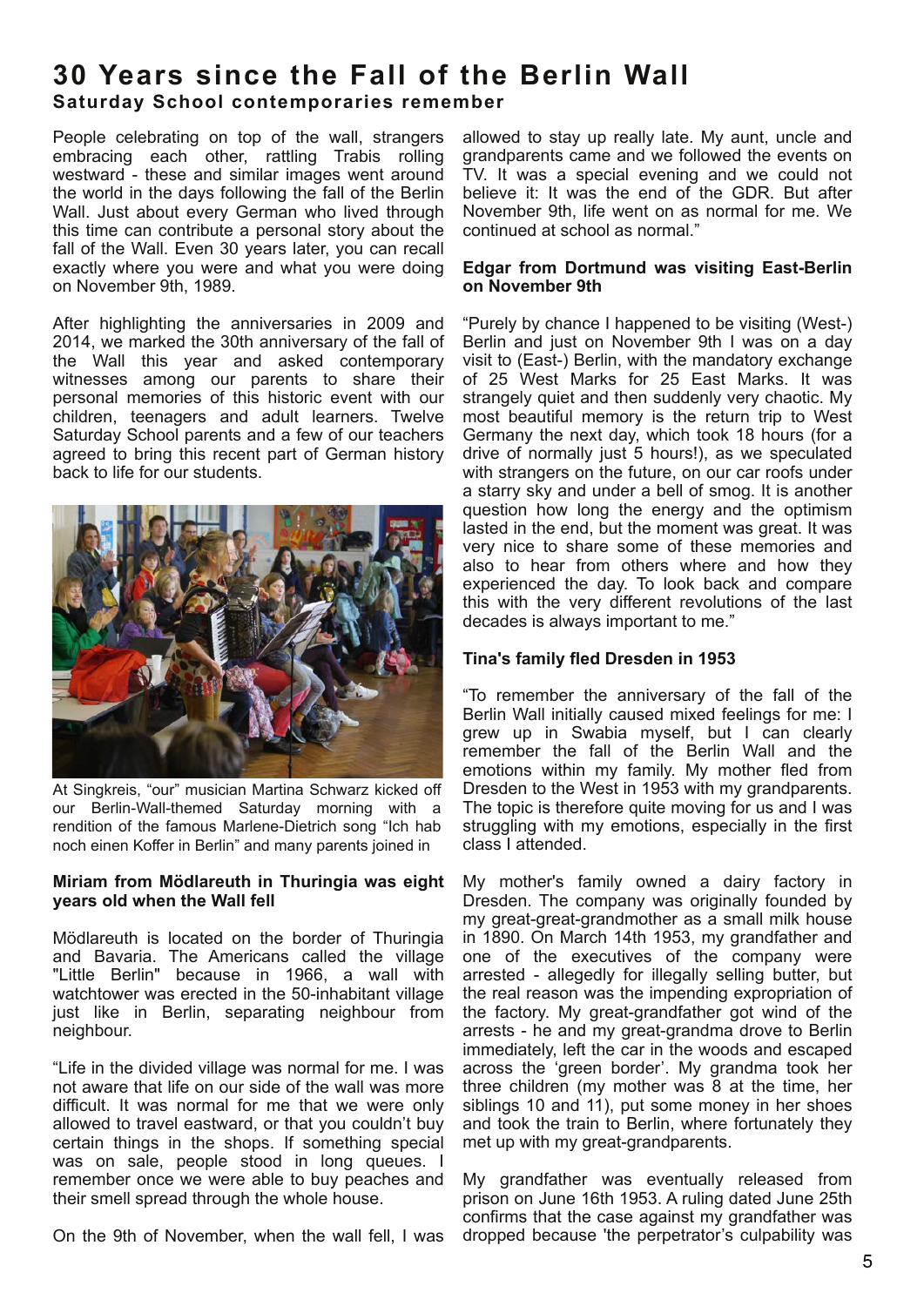# 30 Years since the Fall of the Berlin Wall

**Saturday School contemporaries remember**

People celebrating on top of the wall, strangers embracing each other, rattling Trabis rolling westward - these and similar images went around the world in the days following the fall of the Berlin Wall. Just about every German who lived through this time can contribute a personal story about the fall of the Wall. Even 30 years later, you can recall exactly where you were and what you were doing on November 9th, 1989.

After highlighting the anniversaries in 2009 and 2014, we marked the 30th anniversary of the fall of the Wall this year and asked contemporary witnesses among our parents to share their personal memories of this historic event with our children, teenagers and adult learners. Twelve Saturday School parents and a few of our teachers agreed to bring this recent part of German history back to life for our students.

At Singkreis, "our" musician Martina Schwarz kicked off our Berlin-Wall-themed Saturday morning with a rendition of the famous Marlene-Dietrich song "Ich hab noch einen Koffer in Berlin" and many parents joined in

**Miriam from Mödlareuth in Thuringia was eight years old when the Wall fell**

Mödlareuth is located on the border of Thuringia and Bavaria. The Americans called the village "Little Berlin" because in 1966, a wall with watchtower was erected in the 50-inhabitant village just like in Berlin, separating neighbour from neighbour.

"Life in the divided village was normal for me. I was not aware that life on our side of the wall was more difficult. It was normal for me that we were only allowed to travel eastward, or that you couldn't buy certain things in the shops. If something special was on sale, people stood in long queues. I remember once we were able to buy peaches and their smell spread through the whole house.

On the 9th of November, when the wall fell, I was allowed to stay up really late. My aunt, uncle and grandparents came and we followed the events on TV. It was a special evening and we could not believe it: It was the end of the GDR. But after November 9th, life went on as normal for me. We continued at school as normal."

**Edgar from Dortmund was visiting East-Berlin on November 9th**

"Purely by chance I happened to be visiting (West-) Berlin and just on November 9th I was on a day visit to (East-) Berlin, with the mandatory exchange of 25 West Marks for 25 East Marks. It was strangely quiet and then suddenly very chaotic. My most beautiful memory is the return trip to West Germany the next day, which took 18 hours (for a drive of normally just 5 hours!), as we speculated with strangers on the future, on our car roofs under a starry sky and under a bell of smog. It is another question how long the energy and the optimism lasted in the end, but the moment was great. It was very nice to share some of these memories and also to hear from others where and how they experienced the day. To look back and compare this with the very different revolutions of the last decades is always important to me."

**Tina's family fled Dresden in 1953**

"To remember the anniversary of the fall of the Berlin Wall initially caused mixed feelings for me: I grew up in Swabia myself, but I can clearly remember the fall of the Berlin Wall and the emotions within my family. My mother fled from Dresden to the West in 1953 with my grandparents. The topic is therefore quite moving for us and I was struggling with my emotions, especially in the first class I attended.

My mother's family owned a dairy factory in Dresden. The company was originally founded by my great-great-grandmother as a small milk house in 1890. On March 14th 1953, my grandfather and one of the executives of the company were arrested - allegedly for illegally selling butter, but the real reason was the impending expropriation of the factory. My great-grandfather got wind of the arrests - he and my great-grandma drove to Berlin immediately, left the car in the woods and escaped across the 'green border'. My grandma took her three children (my mother was 8 at the time, her siblings 10 and 11), put some money in her shoes and took the train to Berlin, where fortunately they met up with my great-grandparents.

My grandfather was eventually released from prison on June 16th 1953. A ruling dated June 25th confirms that the case against my grandfather was dropped because 'the perpetrator's culpability was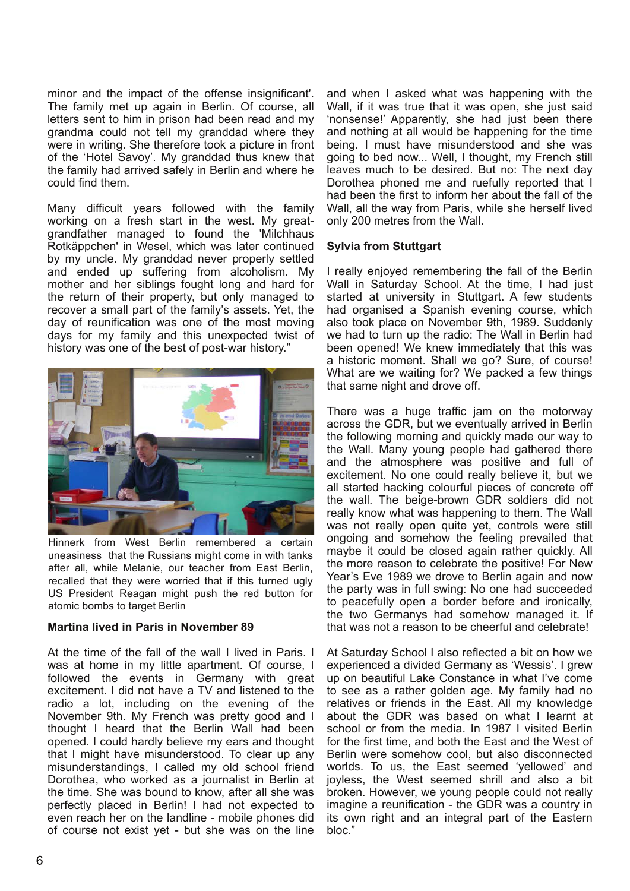minor and the impact of the offense insignificant'. The family met up again in Berlin. Of course, all letters sent to him in prison had been read and my grandma could not tell my granddad where they were in writing. She therefore took a picture in front of the 'Hotel Savoy'. My granddad thus knew that the family had arrived safely in Berlin and where he could find them.

Many difficult years followed with the family working on a fresh start in the west. My great-grandfather managed to found the 'Milchhaus Rotkäppchen' in Wesel, which was later continued by my uncle. My granddad never properly settled and ended up suffering from alcoholism. My mother and her siblings fought long and hard for the return of their property, but only managed to recover a small part of the family's assets. Yet, the day of reunification was one of the most moving days for my family and this unexpected twist of history was one of the best of post-war history."

Hinnerk from West Berlin remembered a certain uneasiness that the Russians might come in with tanks after all, while Melanie, our teacher from East Berlin, recalled that they were worried that if this turned ugly US President Reagan might push the red button for atomic bombs to target Berlin

**Martina lived in Paris in November 89**

At the time of the fall of the wall I lived in Paris. I was at home in my little apartment. Of course, I followed the events in Germany with great excitement. I did not have a TV and listened to the radio a lot, including on the evening of the November 9th. My French was pretty good and I thought I heard that the Berlin Wall had been opened. I could hardly believe my ears and thought that I might have misunderstood. To clear up any misunderstandings, I called my old school friend Dorothea, who worked as a journalist in Berlin at the time. She was bound to know, after all she was perfectly placed in Berlin! I had not expected to even reach her on the landline - mobile phones did of course not exist yet - but she was on the line and when I asked what was happening with the Wall, if it was true that it was open, she just said 'nonsense!' Apparently, she had just been there and nothing at all would be happening for the time being. I must have misunderstood and she was going to bed now... Well, I thought, my French still leaves much to be desired. But no: The next day Dorothea phoned me and ruefully reported that I had been the first to inform her about the fall of the Wall, all the way from Paris, while she herself lived only 200 metres from the Wall.

**Sylvia from Stuttgart**

I really enjoyed remembering the fall of the Berlin Wall in Saturday School. At the time, I had just started at university in Stuttgart. A few students had organised a Spanish evening course, which also took place on November 9th, 1989. Suddenly we had to turn up the radio: The Wall in Berlin had been opened! We knew immediately that this was a historic moment. Shall we go? Sure, of course! What are we waiting for? We packed a few things that same night and drove off.

There was a huge traffic jam on the motorway across the GDR, but we eventually arrived in Berlin the following morning and quickly made our way to the Wall. Many young people had gathered there and the atmosphere was positive and full of excitement. No one could really believe it, but we all started hacking colourful pieces of concrete off the wall. The beige-brown GDR soldiers did not really know what was happening to them. The Wall was not really open quite yet, controls were still ongoing and the feeling prevailed that maybe it could be closed again rather quickly. All the more reason to celebrate the positive! For New Year's Eve 1989 we drove to Berlin again and now the party was in full swing: No one had succeeded to peacefully open a border before and ironically, the two Germanys had somehow managed it. If that was not a reason to be cheerful and celebrate!

At Saturday School I also reflected a bit on how we experienced a divided Germany as 'Wessis'. I grew up on beautiful Lake Constance in what I've come to see as a rather golden age. My family had no relatives or friends in the East. All my knowledge about the GDR was based on what I learnt at school or from the media. In 1987 I visited Berlin for the first time, and both the East and the West of Berlin were somehow cool, but also disconnected worlds. To us, the East seemed 'yellowed' and joyless, the West seemed shrill and also a bit broken. However, we young people could not really imagine a reunification - the GDR was a country in its own right and an integral part of the Eastern bloc."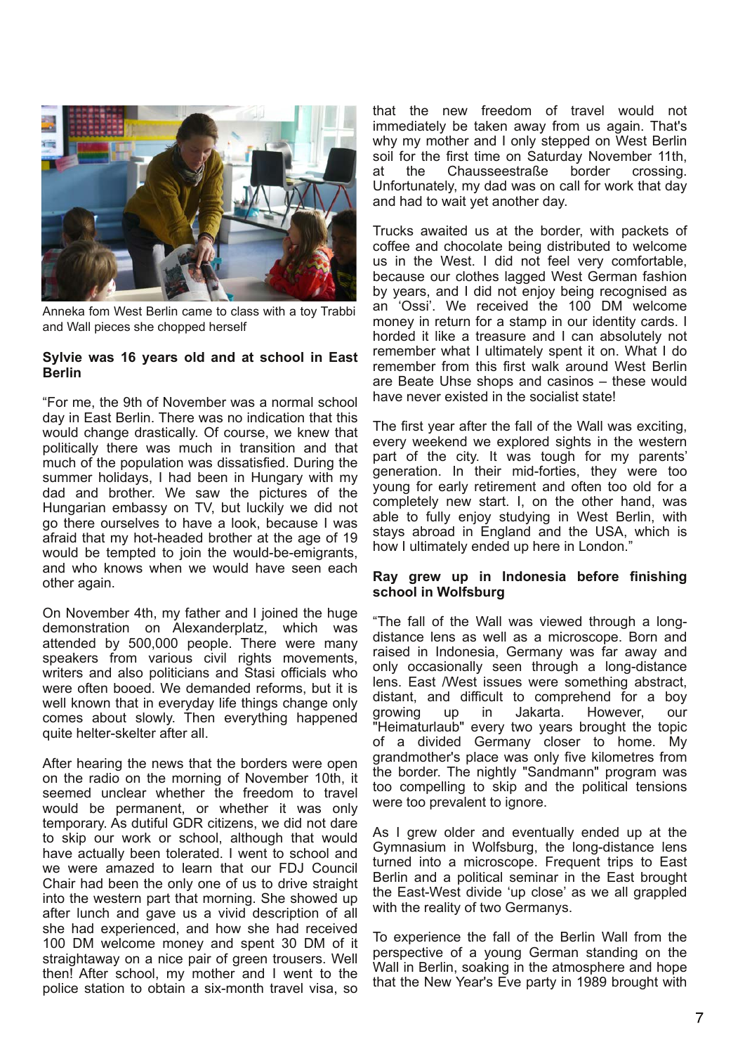Anneka fom West Berlin came to class with a toy Trabbi and Wall pieces she chopped herself

**Sylvie was 16 years old and at school in East Berlin**

"For me, the 9th of November was a normal school day in East Berlin. There was no indication that this would change drastically. Of course, we knew that politically there was much in transition and that much of the population was dissatisfied. During the summer holidays, I had been in Hungary with my dad and brother. We saw the pictures of the Hungarian embassy on TV, but luckily we did not go there ourselves to have a look, because I was afraid that my hot-headed brother at the age of 19 would be tempted to join the would-be-emigrants, and who knows when we would have seen each other again.

On November 4th, my father and I joined the huge demonstration on Alexanderplatz, which was attended by 500,000 people. There were many speakers from various civil rights movements, writers and also politicians and Stasi officials who were often booed. We demanded reforms, but it is well known that in everyday life things change only comes about slowly. Then everything happened quite helter-skelter after all.

After hearing the news that the borders were open on the radio on the morning of November 10th, it seemed unclear whether the freedom to travel would be permanent, or whether it was only temporary. As dutiful GDR citizens, we did not dare to skip our work or school, although that would have actually been tolerated. I went to school and we were amazed to learn that our FDJ Council Chair had been the only one of us to drive straight into the western part that morning. She showed up after lunch and gave us a vivid description of all she had experienced, and how she had received 100 DM welcome money and spent 30 DM of it straightaway on a nice pair of green trousers. Well then! After school, my mother and I went to the police station to obtain a six-month travel visa, so that the new freedom of travel would not immediately be taken away from us again. That's why my mother and I only stepped on West Berlin soil for the first time on Saturday November 11th, at the Chausseestraße border crossing. Unfortunately, my dad was on call for work that day and had to wait yet another day.

Trucks awaited us at the border, with packets of coffee and chocolate being distributed to welcome us in the West. I did not feel very comfortable, because our clothes lagged West German fashion by years, and I did not enjoy being recognised as an 'Ossi'. We received the 100 DM welcome money in return for a stamp in our identity cards. I horded it like a treasure and I can absolutely not remember what I ultimately spent it on. What I do remember from this first walk around West Berlin are Beate Uhse shops and casinos – these would have never existed in the socialist state!

The first year after the fall of the Wall was exciting, every weekend we explored sights in the western part of the city. It was tough for my parents' generation. In their mid-forties, they were too young for early retirement and often too old for a completely new start. I, on the other hand, was able to fully enjoy studying in West Berlin, with stays abroad in England and the USA, which is how I ultimately ended up here in London."

**Ray grew up in Indonesia before finishing school in Wolfsburg**

"The fall of the Wall was viewed through a long-distance lens as well as a microscope. Born and raised in Indonesia, Germany was far away and only occasionally seen through a long-distance lens. East /West issues were something abstract, distant, and difficult to comprehend for a boy growing up in Jakarta. However, our "Heimaturlaub" every two years brought the topic of a divided Germany closer to home. My grandmother's place was only five kilometres from the border. The nightly "Sandmann" program was too compelling to skip and the political tensions were too prevalent to ignore.

As I grew older and eventually ended up at the Gymnasium in Wolfsburg, the long-distance lens turned into a microscope. Frequent trips to East Berlin and a political seminar in the East brought the East-West divide 'up close' as we all grappled with the reality of two Germanys.

To experience the fall of the Berlin Wall from the perspective of a young German standing on the Wall in Berlin, soaking in the atmosphere and hope that the New Year's Eve party in 1989 brought with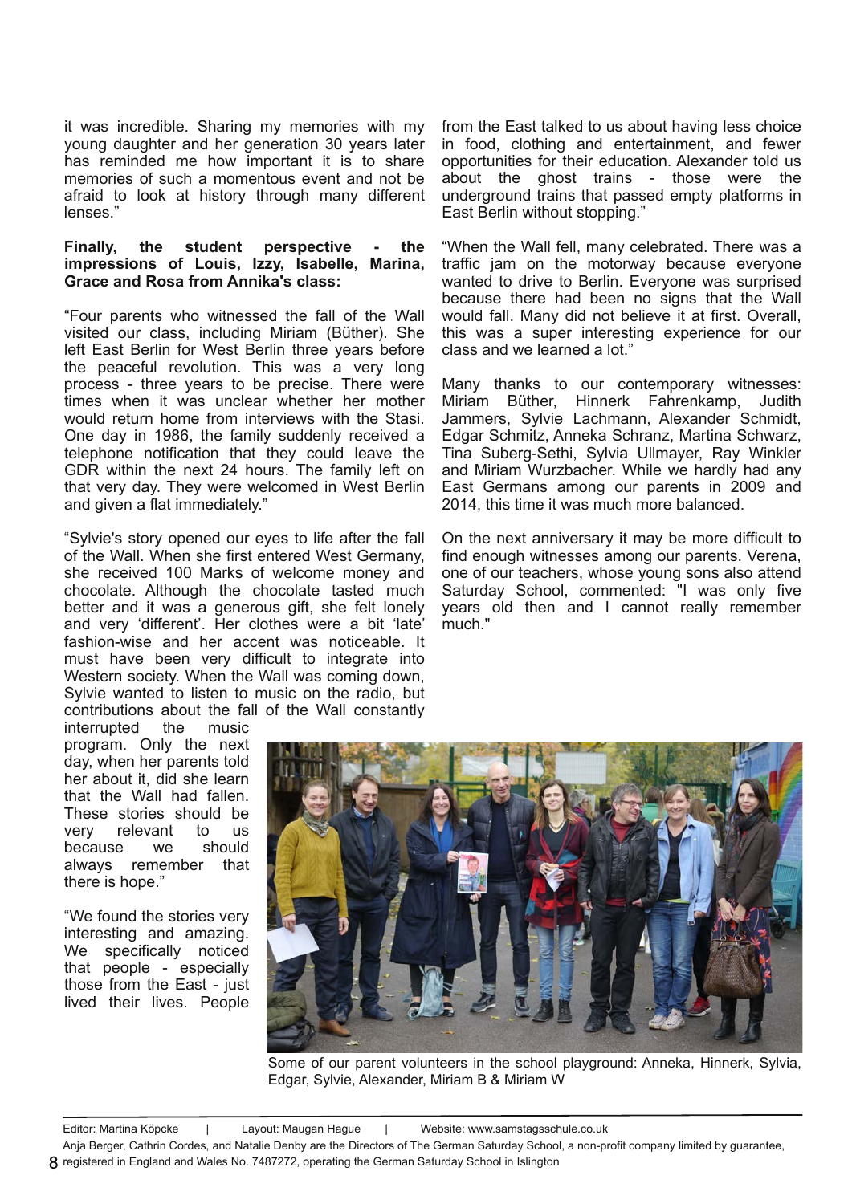it was incredible. Sharing my memories with my young daughter and her generation 30 years later has reminded me how important it is to share memories of such a momentous event and not be afraid to look at history through many different lenses."

**Finally, the student perspective - the impressions of Louis, Izzy, Isabelle, Marina, Grace and Rosa from Annika's class:**

"Four parents who witnessed the fall of the Wall visited our class, including Miriam (Büther). She left East Berlin for West Berlin three years before the peaceful revolution. This was a very long process - three years to be precise. There were times when it was unclear whether her mother would return home from interviews with the Stasi. One day in 1986, the family suddenly received a telephone notification that they could leave the GDR within the next 24 hours. The family left on that very day. They were welcomed in West Berlin and given a flat immediately."

"Sylvie's story opened our eyes to life after the fall of the Wall. When she first entered West Germany, she received 100 Marks of welcome money and chocolate. Although the chocolate tasted much better and it was a generous gift, she felt lonely and very 'different'. Her clothes were a bit 'late' fashion-wise and her accent was noticeable. It must have been very difficult to integrate into Western society. When the Wall was coming down, Sylvie wanted to listen to music on the radio, but contributions about the fall of the Wall constantly interrupted the music program. Only the next day, when her parents told her about it, did she learn that the Wall had fallen. These stories should be very relevant to us because we should always remember that there is hope."

"We found the stories very interesting and amazing. We specifically noticed that people - especially those from the East - just lived their lives. People from the East talked to us about having less choice in food, clothing and entertainment, and fewer opportunities for their education. Alexander told us about the ghost trains - those were the underground trains that passed empty platforms in East Berlin without stopping."

"When the Wall fell, many celebrated. There was a traffic jam on the motorway because everyone wanted to drive to Berlin. Everyone was surprised because there had been no signs that the Wall would fall. Many did not believe it at first. Overall, this was a super interesting experience for our class and we learned a lot."

Many thanks to our contemporary witnesses: Miriam Büther, Hinnerk Fahrenkamp, Judith Jammers, Sylvie Lachmann, Alexander Schmidt, Edgar Schmitz, Anneka Schranz, Martina Schwarz, Tina Suberg-Sethi, Sylvia Ullmayer, Ray Winkler and Miriam Wurzbacher. While we hardly had any East Germans among our parents in 2009 and 2014, this time it was much more balanced.

On the next anniversary it may be more difficult to find enough witnesses among our parents. Verena, one of our teachers, whose young sons also attend Saturday School, commented: "I was only five years old then and I cannot really remember much."

Some of our parent volunteers in the school playground: Anneka, Hinnerk, Sylvia, Edgar, Sylvie, Alexander, Miriam B & Miriam W

Editor: Martina Köpcke | Layout: Maugan Hague | Website: www.samstagsschule.co.uk

Anja Berger, Cathrin Cordes, and Natalie Denby are the Directors of The German Saturday School, a non-profit company limited by guarantee, registered in England and Wales No. 7487272, operating the German Saturday School in Islington